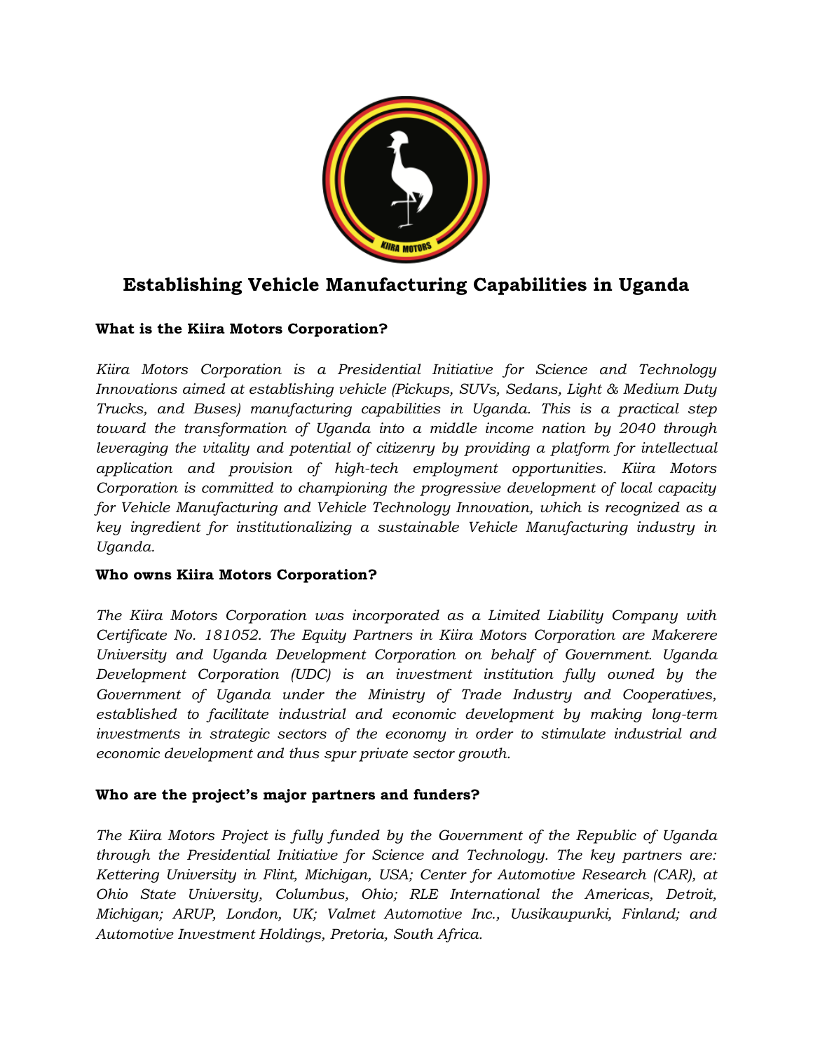# Establishing Vehicle Manufacturing Capabilities in Uganda

### What is the Kiira Motors Corporation?

*Kiira Motors Corporation is a Presidential Initiative for Science and Technology Innovations aimed at establishing vehicle (Pickups, SUVs, Sedans, Light & Medium Duty Trucks, and Buses) manufacturing capabilities in Uganda. This is a practical step toward the transformation of Uganda into a middle income nation by 2040 through leveraging the vitality and potential of citizenry by providing a platform for intellectual application and provision of high-tech employment opportunities. Kiira Motors Corporation is committed to championing the progressive development of local capacity for Vehicle Manufacturing and Vehicle Technology Innovation, which is recognized as a key ingredient for institutionalizing a sustainable Vehicle Manufacturing industry in Uganda.*

### Who owns Kiira Motors Corporation?

*The Kiira Motors Corporation was incorporated as a Limited Liability Company with Certificate No. 181052. The Equity Partners in Kiira Motors Corporation are Makerere University and Uganda Development Corporation on behalf of Government. Uganda Development Corporation (UDC) is an investment institution fully owned by the Government of Uganda under the Ministry of Trade Industry and Cooperatives, established to facilitate industrial and economic development by making long-term investments in strategic sectors of the economy in order to stimulate industrial and economic development and thus spur private sector growth.*

### Who are the project's major partners and funders?

*The Kiira Motors Project is fully funded by the Government of the Republic of Uganda through the Presidential Initiative for Science and Technology. The key partners are: Kettering University in Flint, Michigan, USA; Center for Automotive Research (CAR), at Ohio State University, Columbus, Ohio; RLE International the Americas, Detroit, Michigan; ARUP, London, UK; Valmet Automotive Inc., Uusikaupunki, Finland; and Automotive Investment Holdings, Pretoria, South Africa.*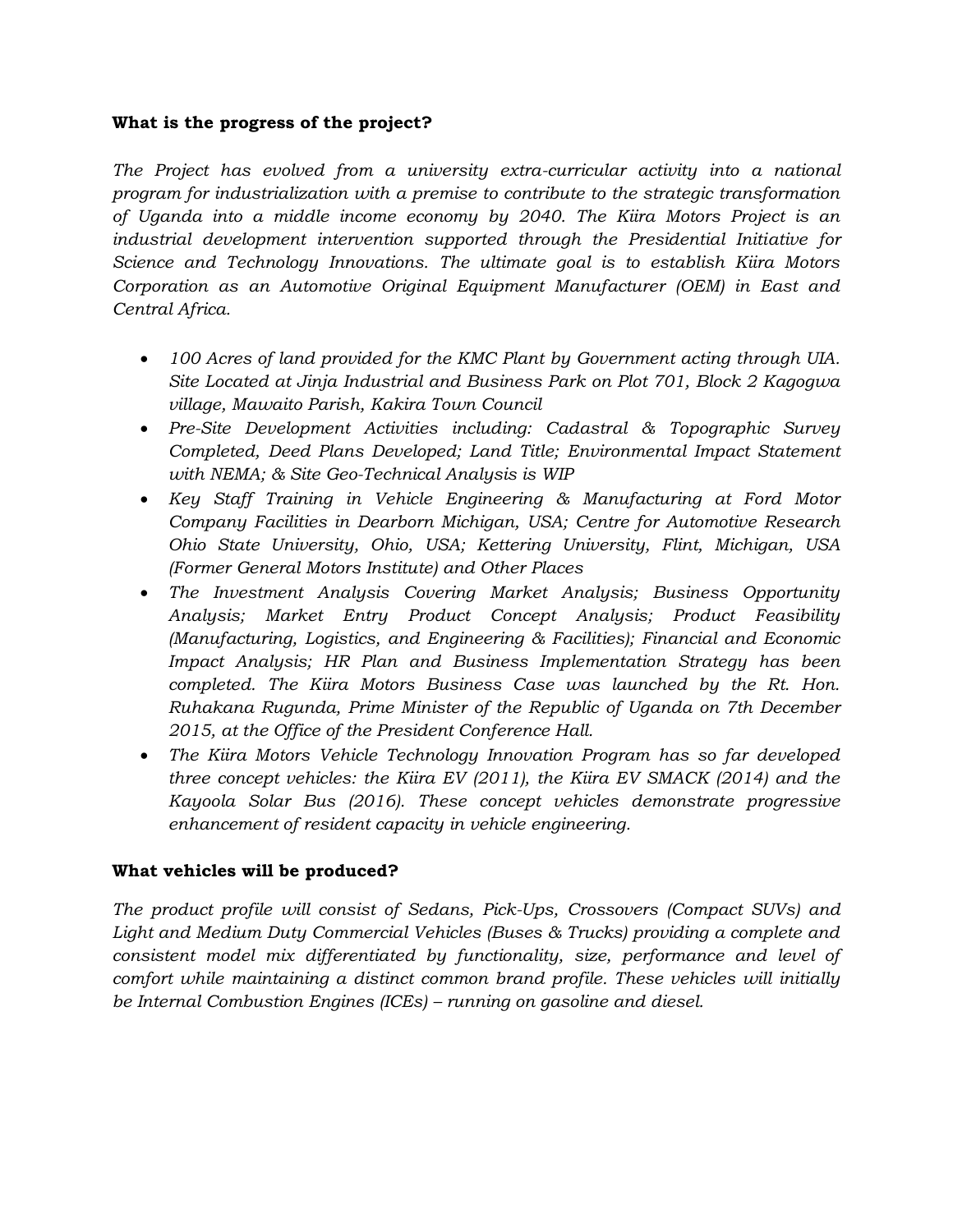**What is the progress of the project?**

*The Project has evolved from a university extra-curricular activity into a national program for industrialization with a premise to contribute to the strategic transformation of Uganda into a middle income economy by 2040. The Kiira Motors Project is an industrial development intervention supported through the Presidential Initiative for Science and Technology Innovations. The ultimate goal is to establish Kiira Motors Corporation as an Automotive Original Equipment Manufacturer (OEM) in East and Central Africa.*

- *100 Acres of land provided for the KMC Plant by Government acting through UIA. Site Located at Jinja Industrial and Business Park on Plot 701, Block 2 Kagogwa village, Mawaito Parish, Kakira Town Council*
- *Pre-Site Development Activities including: Cadastral & Topographic Survey Completed, Deed Plans Developed; Land Title; Environmental Impact Statement with NEMA; & Site Geo-Technical Analysis is WIP*
- *Key Staff Training in Vehicle Engineering & Manufacturing at Ford Motor Company Facilities in Dearborn Michigan, USA; Centre for Automotive Research Ohio State University, Ohio, USA; Kettering University, Flint, Michigan, USA (Former General Motors Institute) and Other Places*
- *The Investment Analysis Covering Market Analysis; Business Opportunity Analysis; Market Entry Product Concept Analysis; Product Feasibility (Manufacturing, Logistics, and Engineering & Facilities); Financial and Economic Impact Analysis; HR Plan and Business Implementation Strategy has been completed. The Kiira Motors Business Case was launched by the Rt. Hon. Ruhakana Rugunda, Prime Minister of the Republic of Uganda on 7th December 2015, at the Office of the President Conference Hall.*
- *The Kiira Motors Vehicle Technology Innovation Program has so far developed three concept vehicles: the Kiira EV (2011), the Kiira EV SMACK (2014) and the Kayoola Solar Bus (2016). These concept vehicles demonstrate progressive enhancement of resident capacity in vehicle engineering.*

**What vehicles will be produced?**

*The product profile will consist of Sedans, Pick-Ups, Crossovers (Compact SUVs) and Light and Medium Duty Commercial Vehicles (Buses & Trucks) providing a complete and consistent model mix differentiated by functionality, size, performance and level of comfort while maintaining a distinct common brand profile. These vehicles will initially be Internal Combustion Engines (ICEs) – running on gasoline and diesel.*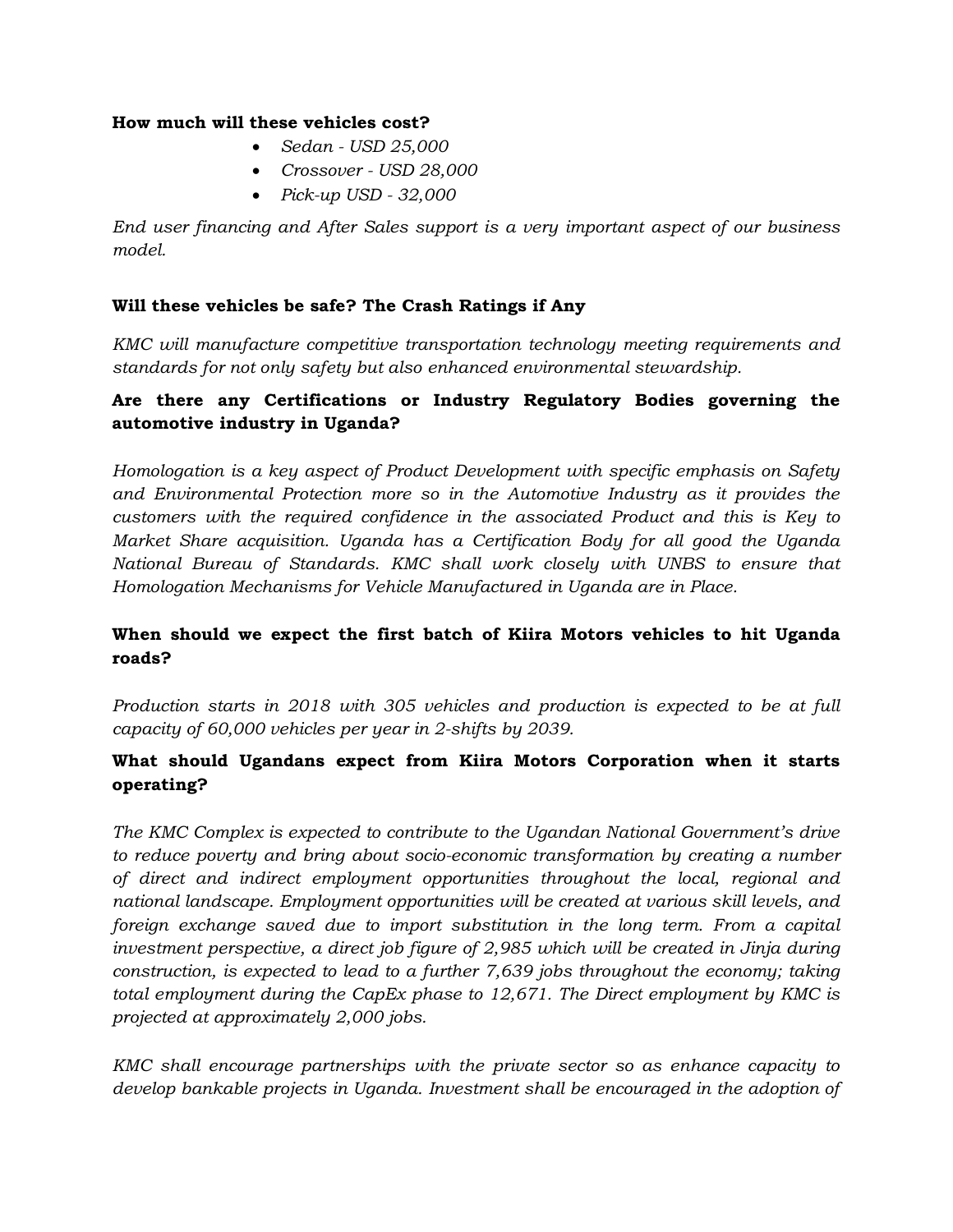**How much will these vehicles cost?**

- *Sedan - USD 25,000*
- *Crossover - USD 28,000*
- *Pick-up USD - 32,000*

*End user financing and After Sales support is a very important aspect of our business model.*

**Will these vehicles be safe? The Crash Ratings if Any**

*KMC will manufacture competitive transportation technology meeting requirements and standards for not only safety but also enhanced environmental stewardship.*

**Are there any Certifications or Industry Regulatory Bodies governing the automotive industry in Uganda?**

*Homologation is a key aspect of Product Development with specific emphasis on Safety and Environmental Protection more so in the Automotive Industry as it provides the customers with the required confidence in the associated Product and this is Key to Market Share acquisition. Uganda has a Certification Body for all good the Uganda National Bureau of Standards. KMC shall work closely with UNBS to ensure that Homologation Mechanisms for Vehicle Manufactured in Uganda are in Place.*

**When should we expect the first batch of Kiira Motors vehicles to hit Uganda roads?**

*Production starts in 2018 with 305 vehicles and production is expected to be at full capacity of 60,000 vehicles per year in 2-shifts by 2039.*

**What should Ugandans expect from Kiira Motors Corporation when it starts operating?**

*The KMC Complex is expected to contribute to the Ugandan National Government's drive to reduce poverty and bring about socio-economic transformation by creating a number of direct and indirect employment opportunities throughout the local, regional and national landscape. Employment opportunities will be created at various skill levels, and foreign exchange saved due to import substitution in the long term. From a capital investment perspective, a direct job figure of 2,985 which will be created in Jinja during construction, is expected to lead to a further 7,639 jobs throughout the economy; taking total employment during the CapEx phase to 12,671. The Direct employment by KMC is projected at approximately 2,000 jobs.*

*KMC shall encourage partnerships with the private sector so as enhance capacity to develop bankable projects in Uganda. Investment shall be encouraged in the adoption of*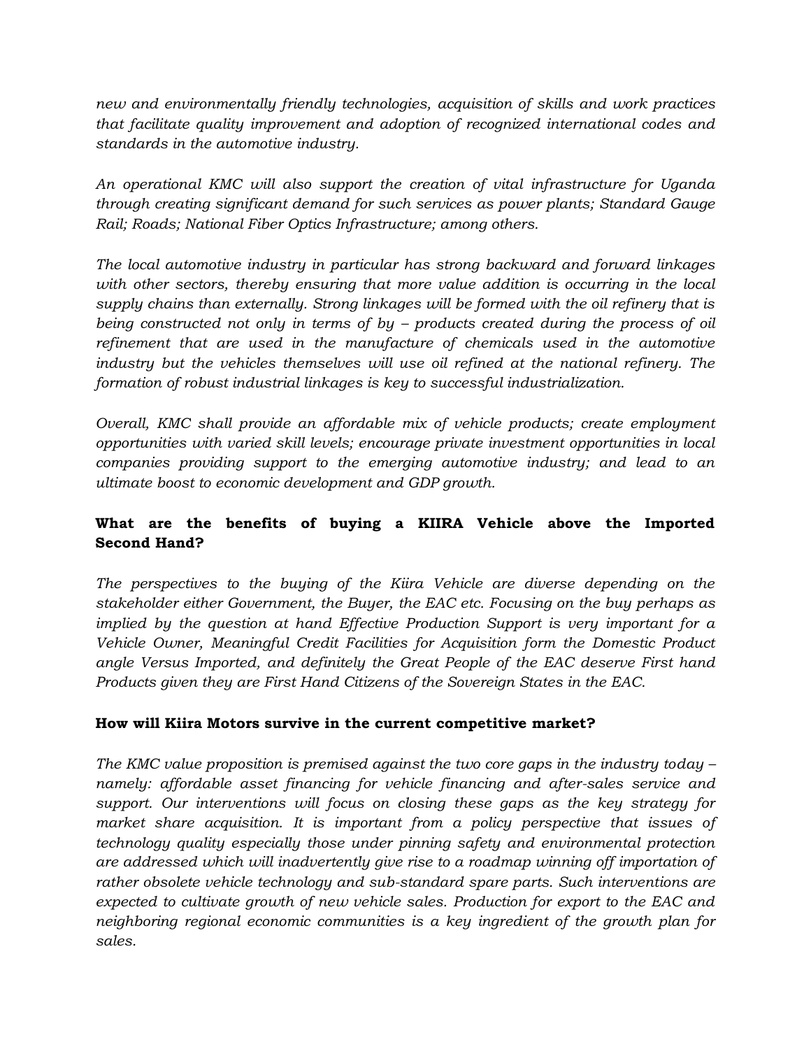*new and environmentally friendly technologies, acquisition of skills and work practices that facilitate quality improvement and adoption of recognized international codes and standards in the automotive industry.*

*An operational KMC will also support the creation of vital infrastructure for Uganda through creating significant demand for such services as power plants; Standard Gauge Rail; Roads; National Fiber Optics Infrastructure; among others.*

*The local automotive industry in particular has strong backward and forward linkages with other sectors, thereby ensuring that more value addition is occurring in the local supply chains than externally. Strong linkages will be formed with the oil refinery that is being constructed not only in terms of by – products created during the process of oil refinement that are used in the manufacture of chemicals used in the automotive industry but the vehicles themselves will use oil refined at the national refinery. The formation of robust industrial linkages is key to successful industrialization.*

*Overall, KMC shall provide an affordable mix of vehicle products; create employment opportunities with varied skill levels; encourage private investment opportunities in local companies providing support to the emerging automotive industry; and lead to an ultimate boost to economic development and GDP growth.*

**What are the benefits of buying a KIIRA Vehicle above the Imported Second Hand?**

*The perspectives to the buying of the Kiira Vehicle are diverse depending on the stakeholder either Government, the Buyer, the EAC etc. Focusing on the buy perhaps as implied by the question at hand Effective Production Support is very important for a Vehicle Owner, Meaningful Credit Facilities for Acquisition form the Domestic Product angle Versus Imported, and definitely the Great People of the EAC deserve First hand Products given they are First Hand Citizens of the Sovereign States in the EAC.*

**How will Kiira Motors survive in the current competitive market?**

*The KMC value proposition is premised against the two core gaps in the industry today – namely: affordable asset financing for vehicle financing and after-sales service and support. Our interventions will focus on closing these gaps as the key strategy for market share acquisition. It is important from a policy perspective that issues of technology quality especially those under pinning safety and environmental protection are addressed which will inadvertently give rise to a roadmap winning off importation of rather obsolete vehicle technology and sub-standard spare parts. Such interventions are expected to cultivate growth of new vehicle sales. Production for export to the EAC and neighboring regional economic communities is a key ingredient of the growth plan for sales.*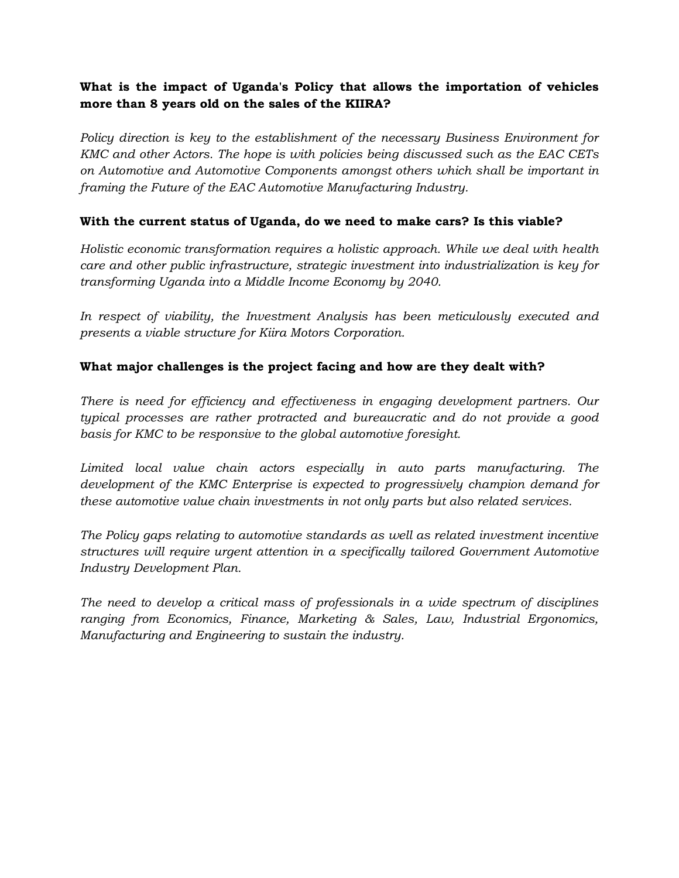**What is the impact of Uganda's Policy that allows the importation of vehicles more than 8 years old on the sales of the KIIRA?**

*Policy direction is key to the establishment of the necessary Business Environment for KMC and other Actors. The hope is with policies being discussed such as the EAC CETs on Automotive and Automotive Components amongst others which shall be important in framing the Future of the EAC Automotive Manufacturing Industry.*

**With the current status of Uganda, do we need to make cars? Is this viable?**

*Holistic economic transformation requires a holistic approach. While we deal with health care and other public infrastructure, strategic investment into industrialization is key for transforming Uganda into a Middle Income Economy by 2040.*

*In respect of viability, the Investment Analysis has been meticulously executed and presents a viable structure for Kiira Motors Corporation.*

**What major challenges is the project facing and how are they dealt with?**

*There is need for efficiency and effectiveness in engaging development partners. Our typical processes are rather protracted and bureaucratic and do not provide a good basis for KMC to be responsive to the global automotive foresight.*

*Limited local value chain actors especially in auto parts manufacturing. The development of the KMC Enterprise is expected to progressively champion demand for these automotive value chain investments in not only parts but also related services.*

*The Policy gaps relating to automotive standards as well as related investment incentive structures will require urgent attention in a specifically tailored Government Automotive Industry Development Plan.*

*The need to develop a critical mass of professionals in a wide spectrum of disciplines ranging from Economics, Finance, Marketing & Sales, Law, Industrial Ergonomics, Manufacturing and Engineering to sustain the industry.*